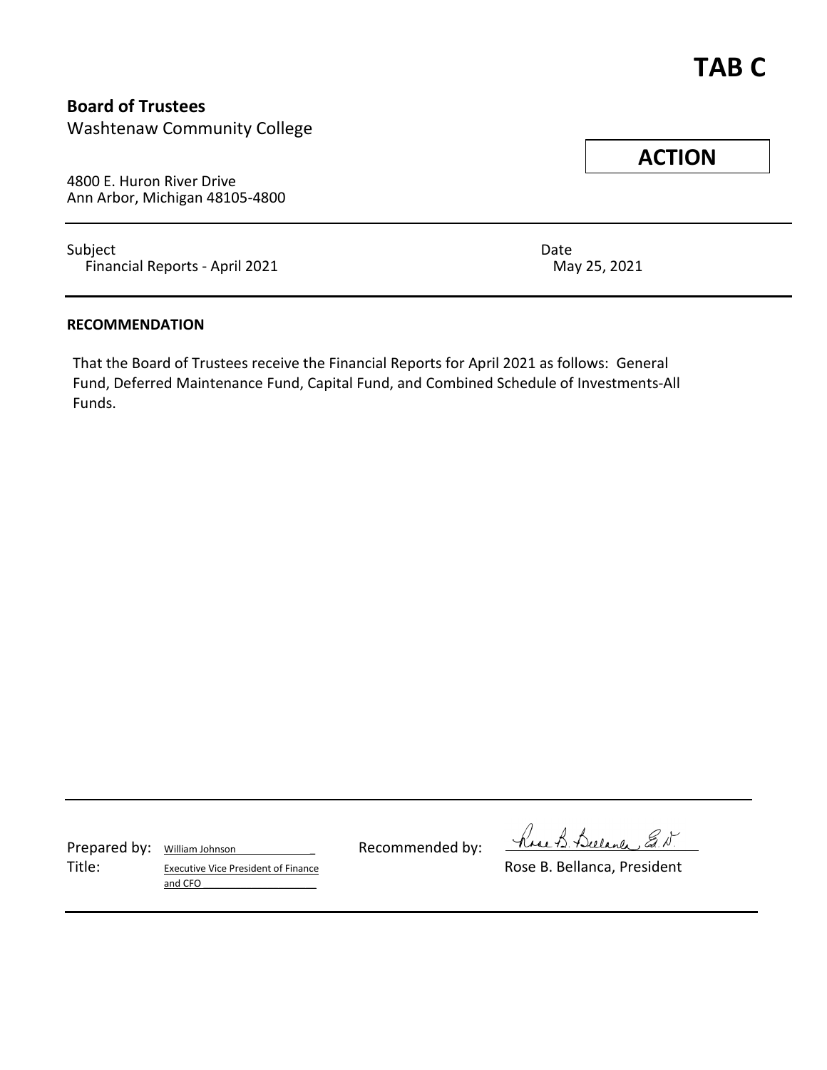# TAB C

**Board of Trustees**
Washtenaw Community College

**ACTION**

4800 E. Huron River Drive
Ann Arbor, Michigan 48105-4800

Subject
Financial Reports - April 2021

Date
May 25, 2021

**RECOMMENDATION**

That the Board of Trustees receive the Financial Reports for April 2021 as follows: General Fund, Deferred Maintenance Fund, Capital Fund, and Combined Schedule of Investments-All Funds.

Prepared by: William Johnson
Title: Executive Vice President of Finance and CFO

Recommended by: Rose B. Bellanca, Ed.D.
Rose B. Bellanca, President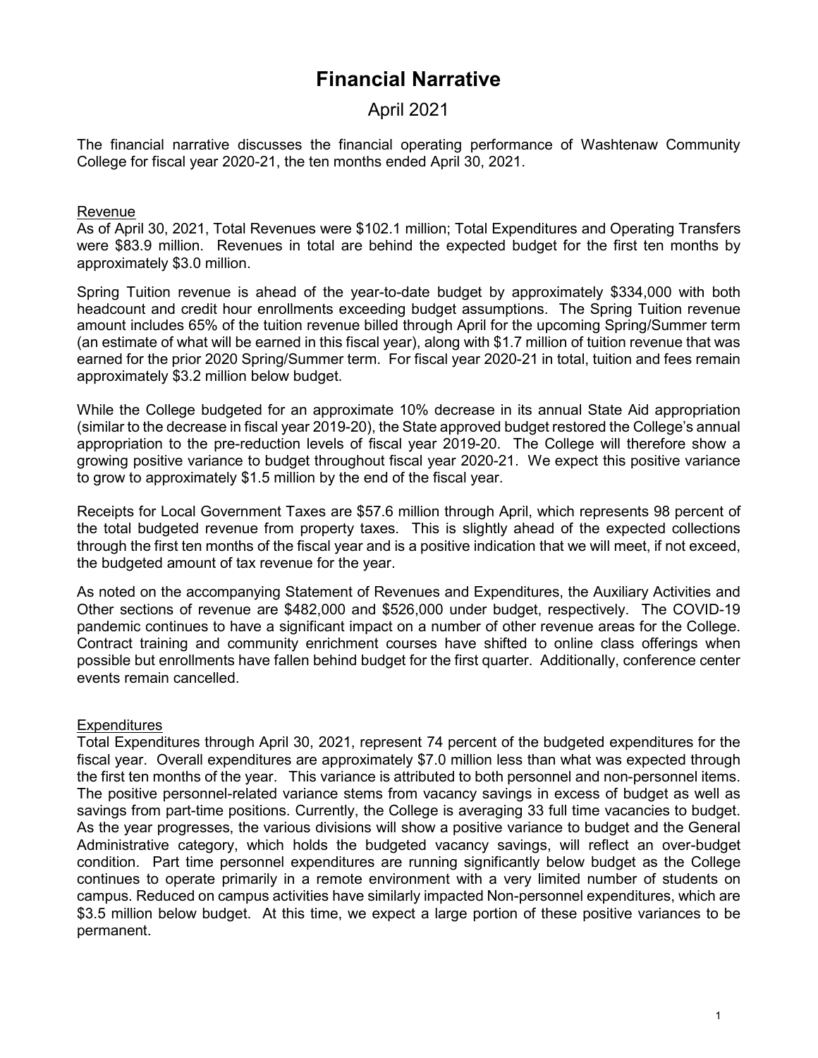# Financial Narrative

## April 2021

The financial narrative discusses the financial operating performance of Washtenaw Community College for fiscal year 2020-21, the ten months ended April 30, 2021.

### Revenue

As of April 30, 2021, Total Revenues were \$102.1 million; Total Expenditures and Operating Transfers were \$83.9 million. Revenues in total are behind the expected budget for the first ten months by approximately \$3.0 million.

Spring Tuition revenue is ahead of the year-to-date budget by approximately \$334,000 with both headcount and credit hour enrollments exceeding budget assumptions. The Spring Tuition revenue amount includes 65% of the tuition revenue billed through April for the upcoming Spring/Summer term (an estimate of what will be earned in this fiscal year), along with \$1.7 million of tuition revenue that was earned for the prior 2020 Spring/Summer term. For fiscal year 2020-21 in total, tuition and fees remain approximately \$3.2 million below budget.

While the College budgeted for an approximate 10% decrease in its annual State Aid appropriation (similar to the decrease in fiscal year 2019-20), the State approved budget restored the College's annual appropriation to the pre-reduction levels of fiscal year 2019-20. The College will therefore show a growing positive variance to budget throughout fiscal year 2020-21. We expect this positive variance to grow to approximately \$1.5 million by the end of the fiscal year.

Receipts for Local Government Taxes are \$57.6 million through April, which represents 98 percent of the total budgeted revenue from property taxes. This is slightly ahead of the expected collections through the first ten months of the fiscal year and is a positive indication that we will meet, if not exceed, the budgeted amount of tax revenue for the year.

As noted on the accompanying Statement of Revenues and Expenditures, the Auxiliary Activities and Other sections of revenue are \$482,000 and \$526,000 under budget, respectively. The COVID-19 pandemic continues to have a significant impact on a number of other revenue areas for the College. Contract training and community enrichment courses have shifted to online class offerings when possible but enrollments have fallen behind budget for the first quarter. Additionally, conference center events remain cancelled.

### Expenditures

Total Expenditures through April 30, 2021, represent 74 percent of the budgeted expenditures for the fiscal year. Overall expenditures are approximately \$7.0 million less than what was expected through the first ten months of the year. This variance is attributed to both personnel and non-personnel items. The positive personnel-related variance stems from vacancy savings in excess of budget as well as savings from part-time positions. Currently, the College is averaging 33 full time vacancies to budget. As the year progresses, the various divisions will show a positive variance to budget and the General Administrative category, which holds the budgeted vacancy savings, will reflect an over-budget condition. Part time personnel expenditures are running significantly below budget as the College continues to operate primarily in a remote environment with a very limited number of students on campus. Reduced on campus activities have similarly impacted Non-personnel expenditures, which are \$3.5 million below budget. At this time, we expect a large portion of these positive variances to be permanent.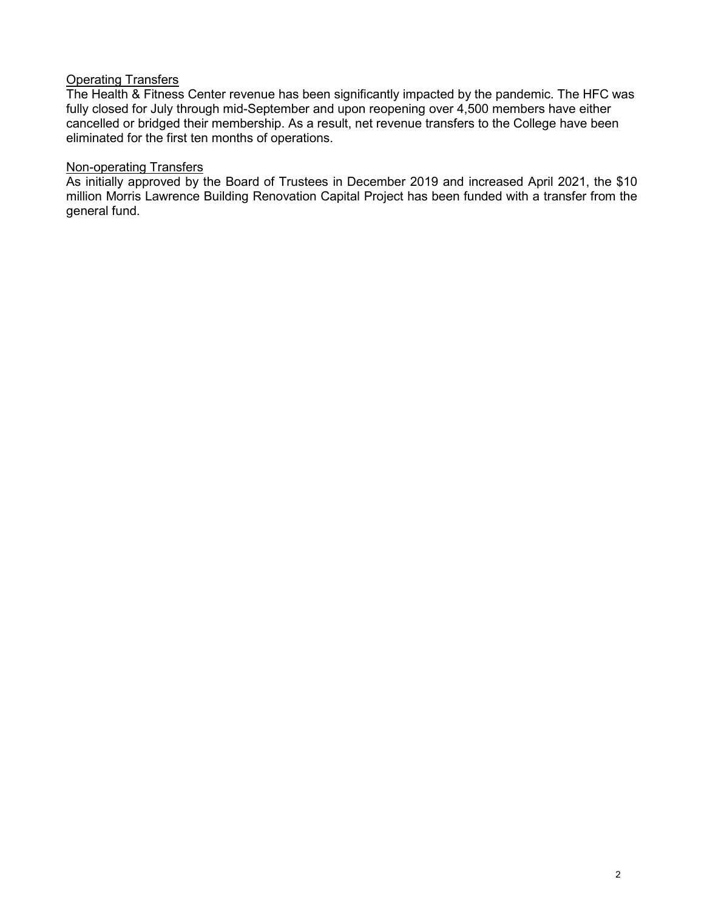<u>Operating Transfers</u>

The Health & Fitness Center revenue has been significantly impacted by the pandemic. The HFC was fully closed for July through mid-September and upon reopening over 4,500 members have either cancelled or bridged their membership. As a result, net revenue transfers to the College have been eliminated for the first ten months of operations.

<u>Non-operating Transfers</u>

As initially approved by the Board of Trustees in December 2019 and increased April 2021, the $10 million Morris Lawrence Building Renovation Capital Project has been funded with a transfer from the general fund.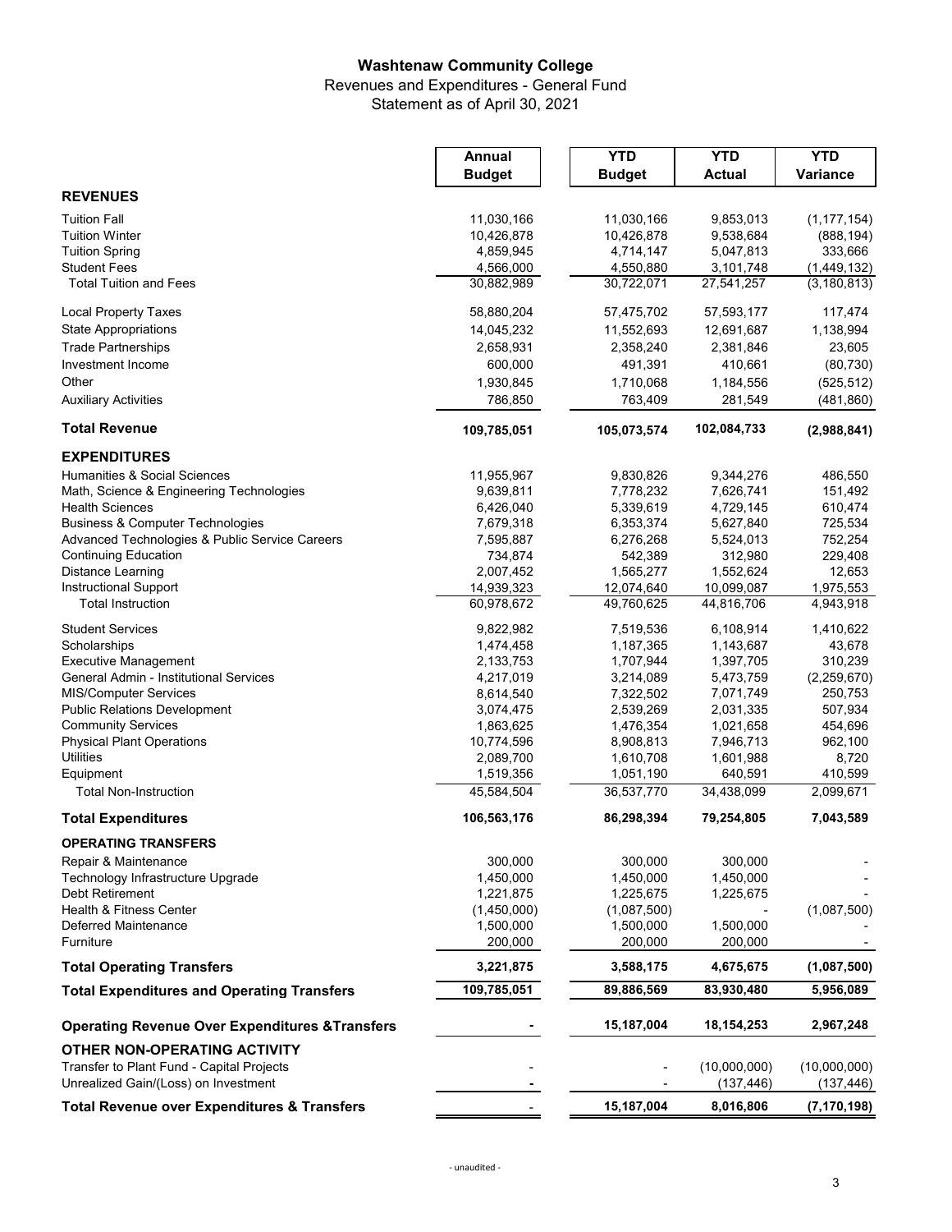# Washtenaw Community College

Revenues and Expenditures - General Fund

Statement as of April 30, 2021

| | Annual Budget | YTD Budget | YTD Actual | YTD Variance |
|---|---|---|---|---|
| **REVENUES** | | | | |
| Tuition Fall | 11,030,166 | 11,030,166 | 9,853,013 | (1,177,154) |
| Tuition Winter | 10,426,878 | 10,426,878 | 9,538,684 | (888,194) |
| Tuition Spring | 4,859,945 | 4,714,147 | 5,047,813 | 333,666 |
| Student Fees | 4,566,000 | 4,550,880 | 3,101,748 | (1,449,132) |
| Total Tuition and Fees | 30,882,989 | 30,722,071 | 27,541,257 | (3,180,813) |
| Local Property Taxes | 58,880,204 | 57,475,702 | 57,593,177 | 117,474 |
| State Appropriations | 14,045,232 | 11,552,693 | 12,691,687 | 1,138,994 |
| Trade Partnerships | 2,658,931 | 2,358,240 | 2,381,846 | 23,605 |
| Investment Income | 600,000 | 491,391 | 410,661 | (80,730) |
| Other | 1,930,845 | 1,710,068 | 1,184,556 | (525,512) |
| Auxiliary Activities | 786,850 | 763,409 | 281,549 | (481,860) |
| **Total Revenue** | **109,785,051** | **105,073,574** | **102,084,733** | **(2,988,841)** |
| **EXPENDITURES** | | | | |
| Humanities & Social Sciences | 11,955,967 | 9,830,826 | 9,344,276 | 486,550 |
| Math, Science & Engineering Technologies | 9,639,811 | 7,778,232 | 7,626,741 | 151,492 |
| Health Sciences | 6,426,040 | 5,339,619 | 4,729,145 | 610,474 |
| Business & Computer Technologies | 7,679,318 | 6,353,374 | 5,627,840 | 725,534 |
| Advanced Technologies & Public Service Careers | 7,595,887 | 6,276,268 | 5,524,013 | 752,254 |
| Continuing Education | 734,874 | 542,389 | 312,980 | 229,408 |
| Distance Learning | 2,007,452 | 1,565,277 | 1,552,624 | 12,653 |
| Instructional Support | 14,939,323 | 12,074,640 | 10,099,087 | 1,975,553 |
| Total Instruction | 60,978,672 | 49,760,625 | 44,816,706 | 4,943,918 |
| Student Services | 9,822,982 | 7,519,536 | 6,108,914 | 1,410,622 |
| Scholarships | 1,474,458 | 1,187,365 | 1,143,687 | 43,678 |
| Executive Management | 2,133,753 | 1,707,944 | 1,397,705 | 310,239 |
| General Admin - Institutional Services | 4,217,019 | 3,214,089 | 5,473,759 | (2,259,670) |
| MIS/Computer Services | 8,614,540 | 7,322,502 | 7,071,749 | 250,753 |
| Public Relations Development | 3,074,475 | 2,539,269 | 2,031,335 | 507,934 |
| Community Services | 1,863,625 | 1,476,354 | 1,021,658 | 454,696 |
| Physical Plant Operations | 10,774,596 | 8,908,813 | 7,946,713 | 962,100 |
| Utilities | 2,089,700 | 1,610,708 | 1,601,988 | 8,720 |
| Equipment | 1,519,356 | 1,051,190 | 640,591 | 410,599 |
| Total Non-Instruction | 45,584,504 | 36,537,770 | 34,438,099 | 2,099,671 |
| **Total Expenditures** | **106,563,176** | **86,298,394** | **79,254,805** | **7,043,589** |
| **OPERATING TRANSFERS** | | | | |
| Repair & Maintenance | 300,000 | 300,000 | 300,000 | - |
| Technology Infrastructure Upgrade | 1,450,000 | 1,450,000 | 1,450,000 | - |
| Debt Retirement | 1,221,875 | 1,225,675 | 1,225,675 | - |
| Health & Fitness Center | (1,450,000) | (1,087,500) | - | (1,087,500) |
| Deferred Maintenance | 1,500,000 | 1,500,000 | 1,500,000 | - |
| Furniture | 200,000 | 200,000 | 200,000 | - |
| **Total Operating Transfers** | **3,221,875** | **3,588,175** | **4,675,675** | **(1,087,500)** |
| **Total Expenditures and Operating Transfers** | **109,785,051** | **89,886,569** | **83,930,480** | **5,956,089** |
| **Operating Revenue Over Expenditures &Transfers** | **-** | **15,187,004** | **18,154,253** | **2,967,248** |
| **OTHER NON-OPERATING ACTIVITY** | | | | |
| Transfer to Plant Fund - Capital Projects | - | - | (10,000,000) | (10,000,000) |
| Unrealized Gain/(Loss) on Investment | - | - | (137,446) | (137,446) |
| **Total Revenue over Expenditures & Transfers** | - | **15,187,004** | **8,016,806** | **(7,170,198)** |

- unaudited -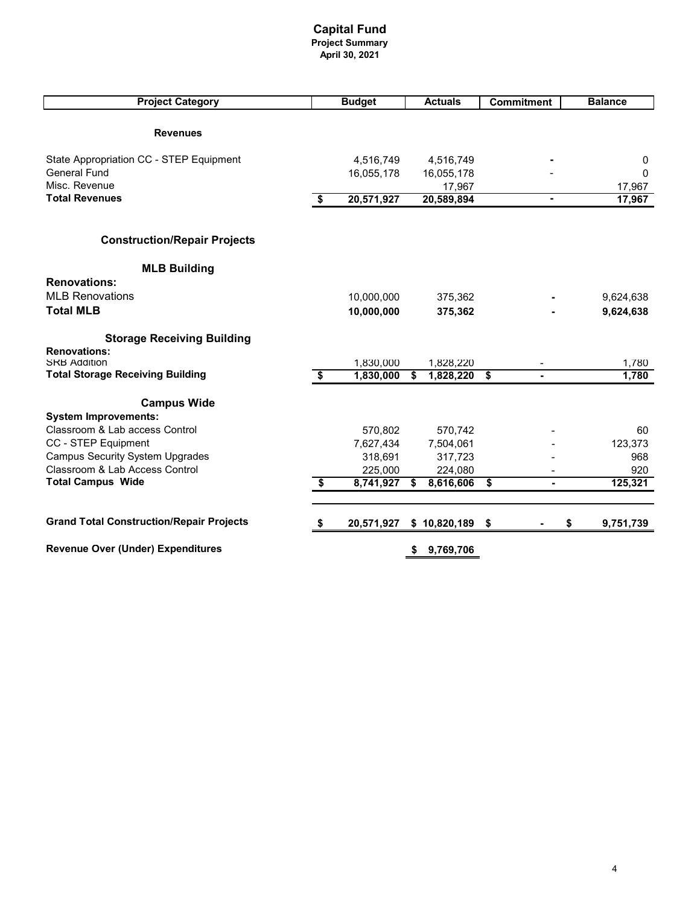# Capital Fund

**Project Summary**

**April 30, 2021**

| Project Category | Budget | Actuals | Commitment | Balance |
|---|---|---|---|---|
| **Revenues** | | | | |
| State Appropriation CC - STEP Equipment | 4,516,749 | 4,516,749 | - | 0 |
| General Fund | 16,055,178 | 16,055,178 | - | 0 |
| Misc. Revenue | | 17,967 | | 17,967 |
| **Total Revenues** | **$ 20,571,927** | **20,589,894** | **-** | **17,967** |
| **Construction/Repair Projects** | | | | |
| **MLB Building** | | | | |
| **Renovations:** | | | | |
| MLB Renovations | 10,000,000 | 375,362 | - | 9,624,638 |
| **Total MLB** | **10,000,000** | **375,362** | **-** | **9,624,638** |
| **Storage Receiving Building** | | | | |
| **Renovations:** | | | | |
| SRB Addition | 1,830,000 | 1,828,220 | - | 1,780 |
| **Total Storage Receiving Building** | **$ 1,830,000** | **$ 1,828,220** | **$ -** | **1,780** |
| **Campus Wide** | | | | |
| **System Improvements:** | | | | |
| Classroom & Lab access Control | 570,802 | 570,742 | - | 60 |
| CC - STEP Equipment | 7,627,434 | 7,504,061 | - | 123,373 |
| Campus Security System Upgrades | 318,691 | 317,723 | - | 968 |
| Classroom & Lab Access Control | 225,000 | 224,080 | - | 920 |
| **Total Campus Wide** | **$ 8,741,927** | **$ 8,616,606** | **$ -** | **125,321** |
| **Grand Total Construction/Repair Projects** | **$ 20,571,927** | **$ 10,820,189** | **$ -** | **$ 9,751,739** |
| **Revenue Over (Under) Expenditures** | | **$ 9,769,706** | | |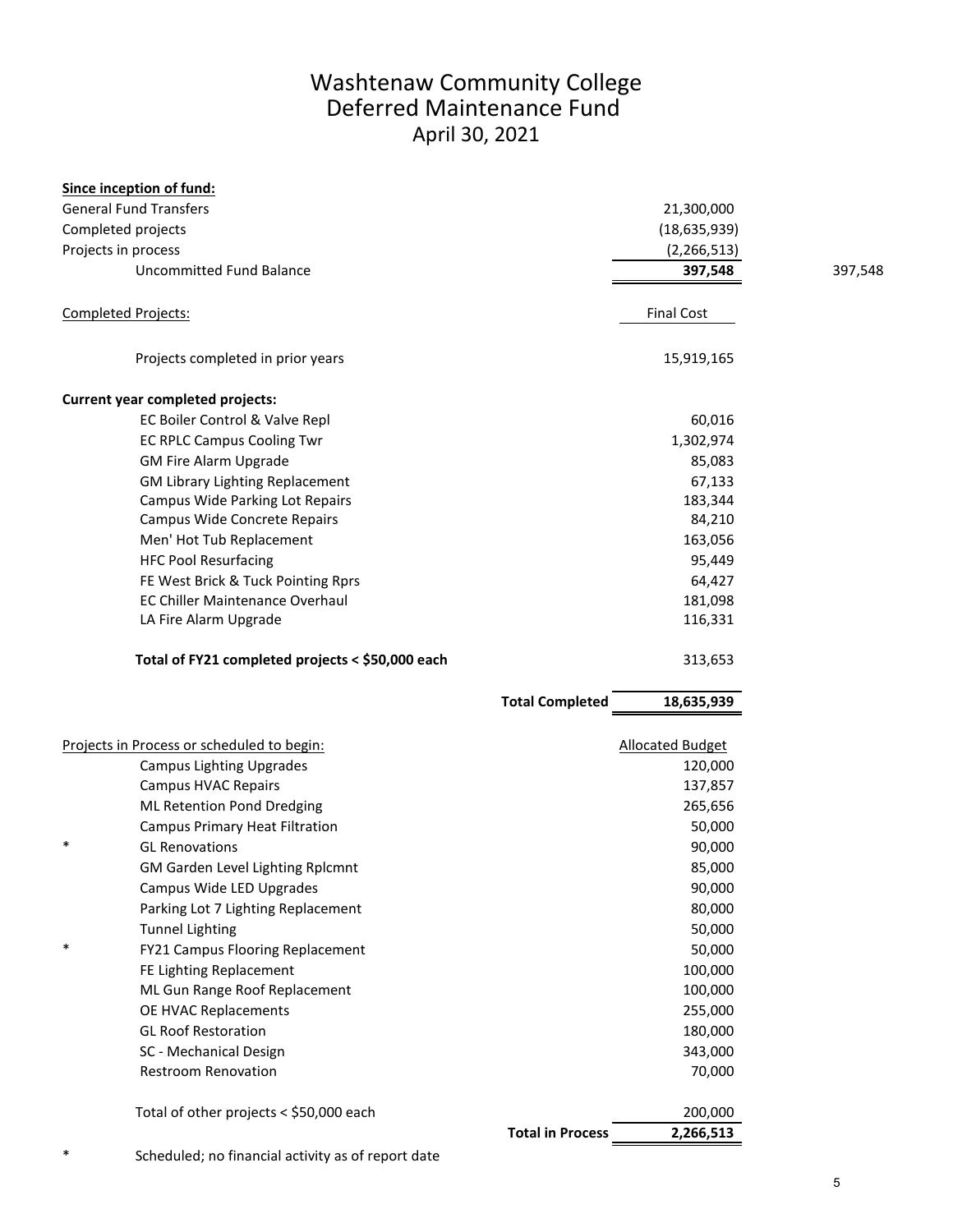# Washtenaw Community College
# Deferred Maintenance Fund
## April 30, 2021

| **Since inception of fund:** | | | |
|---|---|---|---|
| General Fund Transfers | | 21,300,000 | |
| Completed projects | | (18,635,939) | |
| Projects in process | | (2,266,513) | |
| Uncommitted Fund Balance | | **397,548** | 397,548 |

| Completed Projects: | | Final Cost |
|---|---|---|
| Projects completed in prior years | | 15,919,165 |
| **Current year completed projects:** | | |
| EC Boiler Control & Valve Repl | | 60,016 |
| EC RPLC Campus Cooling Twr | | 1,302,974 |
| GM Fire Alarm Upgrade | | 85,083 |
| GM Library Lighting Replacement | | 67,133 |
| Campus Wide Parking Lot Repairs | | 183,344 |
| Campus Wide Concrete Repairs | | 84,210 |
| Men' Hot Tub Replacement | | 163,056 |
| HFC Pool Resurfacing | | 95,449 |
| FE West Brick & Tuck Pointing Rprs | | 64,427 |
| EC Chiller Maintenance Overhaul | | 181,098 |
| LA Fire Alarm Upgrade | | 116,331 |
| **Total of FY21 completed projects < $50,000 each** | | 313,653 |
| | **Total Completed** | **18,635,939** |

| | Projects in Process or scheduled to begin: | | Allocated Budget |
|---|---|---|---|
| | Campus Lighting Upgrades | | 120,000 |
| | Campus HVAC Repairs | | 137,857 |
| | ML Retention Pond Dredging | | 265,656 |
| | Campus Primary Heat Filtration | | 50,000 |
| * | GL Renovations | | 90,000 |
| | GM Garden Level Lighting Rplcmnt | | 85,000 |
| | Campus Wide LED Upgrades | | 90,000 |
| | Parking Lot 7 Lighting Replacement | | 80,000 |
| | Tunnel Lighting | | 50,000 |
| * | FY21 Campus Flooring Replacement | | 50,000 |
| | FE Lighting Replacement | | 100,000 |
| | ML Gun Range Roof Replacement | | 100,000 |
| | OE HVAC Replacements | | 255,000 |
| | GL Roof Restoration | | 180,000 |
| | SC - Mechanical Design | | 343,000 |
| | Restroom Renovation | | 70,000 |
| | Total of other projects < $50,000 each | | 200,000 |
| | | **Total in Process** | **2,266,513** |

\* Scheduled; no financial activity as of report date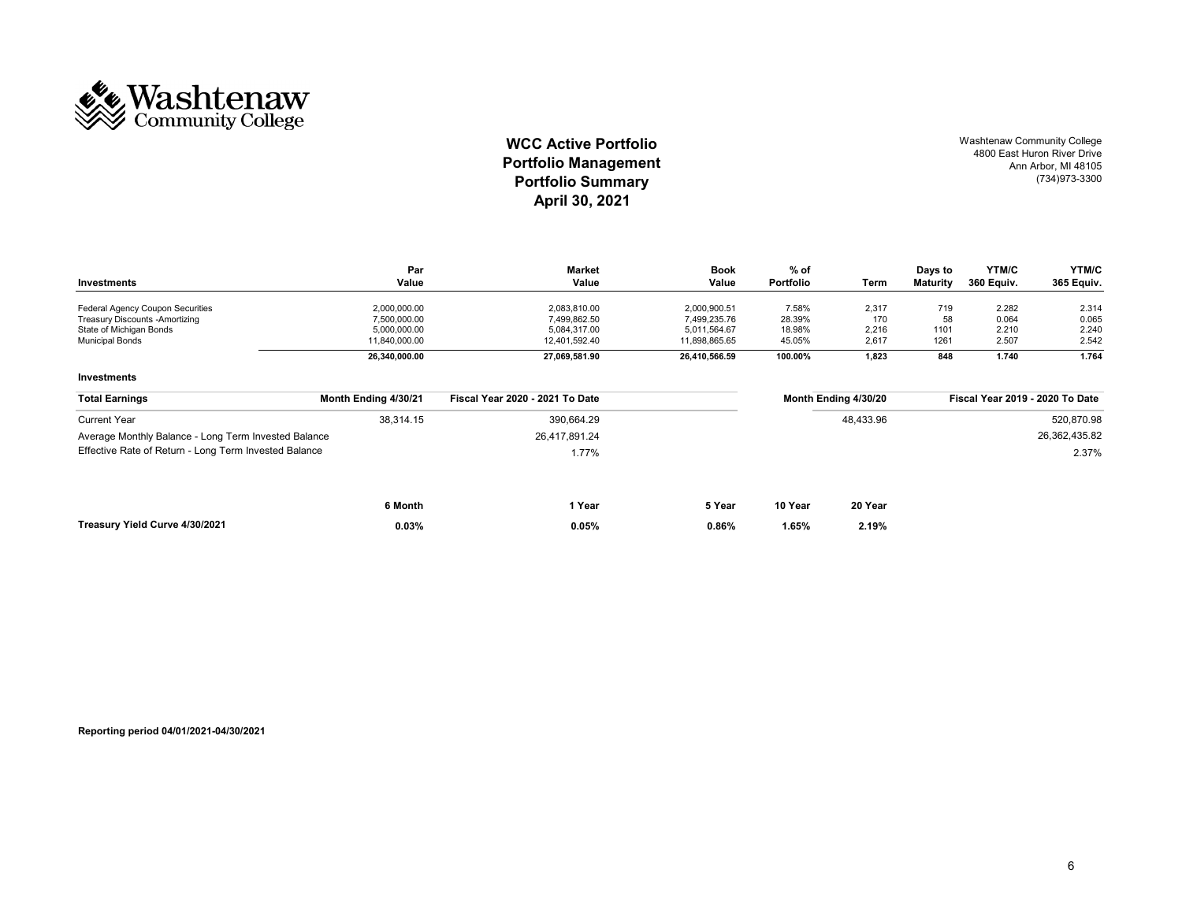Washtenaw Community College

# WCC Active Portfolio
## Portfolio Management
## Portfolio Summary
## April 30, 2021

Washtenaw Community College
4800 East Huron River Drive
Ann Arbor, MI 48105
(734)973-3300

| Investments | Par Value | Market Value | Book Value | % of Portfolio | Term | Days to Maturity | YTM/C 360 Equiv. | YTM/C 365 Equiv. |
|---|---|---|---|---|---|---|---|---|
| Federal Agency Coupon Securities | 2,000,000.00 | 2,083,810.00 | 2,000,900.51 | 7.58% | 2,317 | 719 | 2.282 | 2.314 |
| Treasury Discounts -Amortizing | 7,500,000.00 | 7,499,862.50 | 7,499,235.76 | 28.39% | 170 | 58 | 0.064 | 0.065 |
| State of Michigan Bonds | 5,000,000.00 | 5,084,317.00 | 5,011,564.67 | 18.98% | 2,216 | 1101 | 2.210 | 2.240 |
| Municipal Bonds | 11,840,000.00 | 12,401,592.40 | 11,898,865.65 | 45.05% | 2,617 | 1261 | 2.507 | 2.542 |
| | **26,340,000.00** | **27,069,581.90** | **26,410,566.59** | **100.00%** | **1,823** | **848** | **1.740** | **1.764** |

**Investments**

| Total Earnings | Month Ending 4/30/21 | Fiscal Year 2020 - 2021 To Date | Month Ending 4/30/20 | Fiscal Year 2019 - 2020 To Date |
|---|---|---|---|---|
| Current Year | 38,314.15 | 390,664.29 | 48,433.96 | 520,870.98 |
| Average Monthly Balance - Long Term Invested Balance | | 26,417,891.24 | | 26,362,435.82 |
| Effective Rate of Return - Long Term Invested Balance | | 1.77% | | 2.37% |

| | 6 Month | 1 Year | 5 Year | 10 Year | 20 Year |
|---|---|---|---|---|---|
| **Treasury Yield Curve 4/30/2021** | **0.03%** | **0.05%** | **0.86%** | **1.65%** | **2.19%** |

**Reporting period 04/01/2021-04/30/2021**